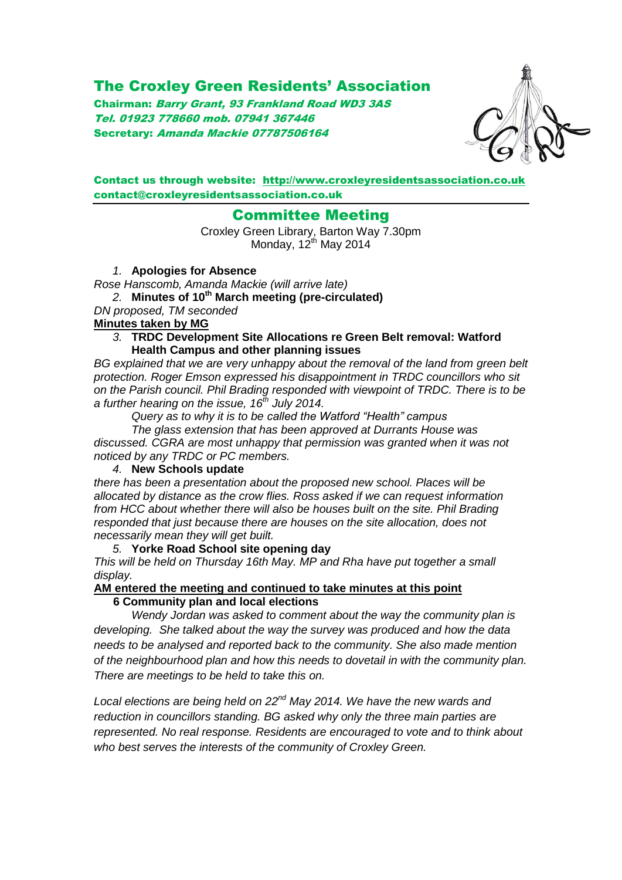# The Croxley Green Residents' Association

**Chairman:** *Barry Grant, 93 Frankland Road WD3 3AS*
*Tel. 01923 778660 mob. 07941 367446*
**Secretary:** *Amanda Mackie 07787506164*

**Contact us through website: http://www.croxleyresidentsassociation.co.uk**
**contact@croxleyresidentsassociation.co.uk**

## Committee Meeting

Croxley Green Library, Barton Way 7.30pm
Monday, 12th May 2014

1. **Apologies for Absence**

*Rose Hanscomb, Amanda Mackie (will arrive late)*

2. **Minutes of 10th March meeting (pre-circulated)**

*DN proposed, TM seconded*

**Minutes taken by MG**

3. **TRDC Development Site Allocations re Green Belt removal: Watford Health Campus and other planning issues**

*BG explained that we are very unhappy about the removal of the land from green belt protection. Roger Emson expressed his disappointment in TRDC councillors who sit on the Parish council. Phil Brading responded with viewpoint of TRDC. There is to be a further hearing on the issue, 16th July 2014.*

*Query as to why it is to be called the Watford "Health" campus*

*The glass extension that has been approved at Durrants House was discussed. CGRA are most unhappy that permission was granted when it was not noticed by any TRDC or PC members.*

4. **New Schools update**

*there has been a presentation about the proposed new school. Places will be allocated by distance as the crow flies. Ross asked if we can request information from HCC about whether there will also be houses built on the site. Phil Brading responded that just because there are houses on the site allocation, does not necessarily mean they will get built.*

5. **Yorke Road School site opening day**

*This will be held on Thursday 16th May. MP and Rha have put together a small display.*

**AM entered the meeting and continued to take minutes at this point**

**6 Community plan and local elections**

*Wendy Jordan was asked to comment about the way the community plan is developing. She talked about the way the survey was produced and how the data needs to be analysed and reported back to the community. She also made mention of the neighbourhood plan and how this needs to dovetail in with the community plan. There are meetings to be held to take this on.*

*Local elections are being held on 22nd May 2014. We have the new wards and reduction in councillors standing. BG asked why only the three main parties are represented. No real response. Residents are encouraged to vote and to think about who best serves the interests of the community of Croxley Green.*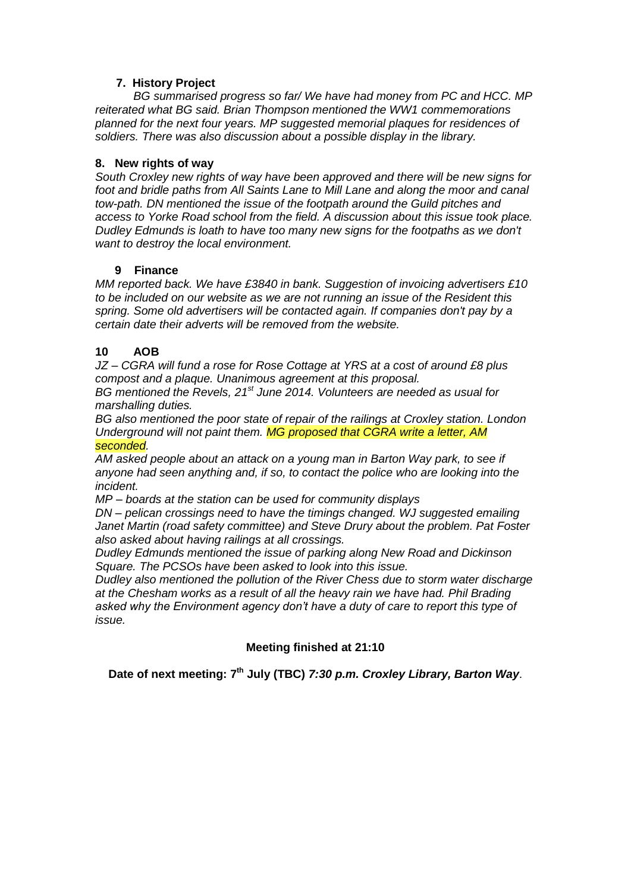### 7. History Project

*BG summarised progress so far/ We have had money from PC and HCC. MP reiterated what BG said. Brian Thompson mentioned the WW1 commemorations planned for the next four years. MP suggested memorial plaques for residences of soldiers. There was also discussion about a possible display in the library.*

### 8. New rights of way

*South Croxley new rights of way have been approved and there will be new signs for foot and bridle paths from All Saints Lane to Mill Lane and along the moor and canal tow-path. DN mentioned the issue of the footpath around the Guild pitches and access to Yorke Road school from the field. A discussion about this issue took place. Dudley Edmunds is loath to have too many new signs for the footpaths as we don't want to destroy the local environment.*

### 9 Finance

*MM reported back. We have £3840 in bank. Suggestion of invoicing advertisers £10 to be included on our website as we are not running an issue of the Resident this spring. Some old advertisers will be contacted again. If companies don't pay by a certain date their adverts will be removed from the website.*

### 10 AOB

*JZ – CGRA will fund a rose for Rose Cottage at YRS at a cost of around £8 plus compost and a plaque. Unanimous agreement at this proposal.*

*BG mentioned the Revels, 21st June 2014. Volunteers are needed as usual for marshalling duties.*

*BG also mentioned the poor state of repair of the railings at Croxley station. London Underground will not paint them. MG proposed that CGRA write a letter, AM seconded.*

*AM asked people about an attack on a young man in Barton Way park, to see if anyone had seen anything and, if so, to contact the police who are looking into the incident.*

*MP – boards at the station can be used for community displays*

*DN – pelican crossings need to have the timings changed. WJ suggested emailing Janet Martin (road safety committee) and Steve Drury about the problem. Pat Foster also asked about having railings at all crossings.*

*Dudley Edmunds mentioned the issue of parking along New Road and Dickinson Square. The PCSOs have been asked to look into this issue.*

*Dudley also mentioned the pollution of the River Chess due to storm water discharge at the Chesham works as a result of all the heavy rain we have had. Phil Brading asked why the Environment agency don't have a duty of care to report this type of issue.*

**Meeting finished at 21:10**

**Date of next meeting: 7th July (TBC)** ***7:30 p.m. Croxley Library, Barton Way***.